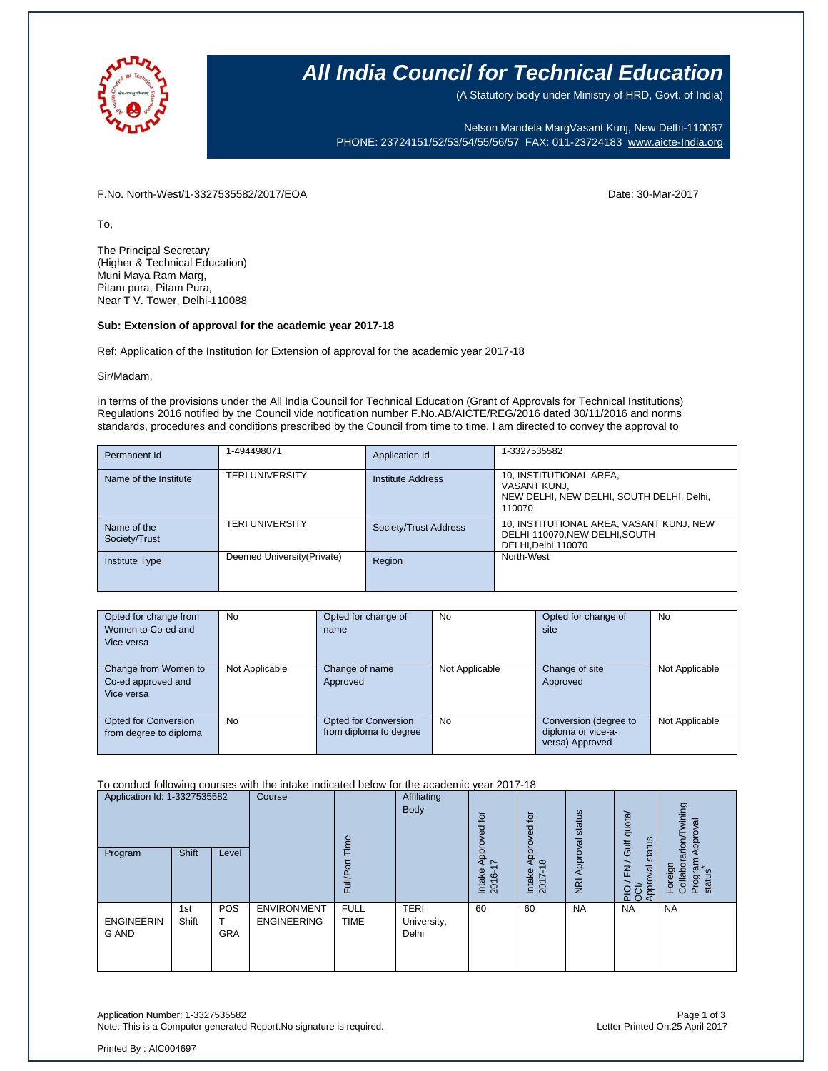# All India Council for Technical Education

(A Statutory body under Ministry of HRD, Govt. of India)

Nelson Mandela MargVasant Kunj, New Delhi-110067
PHONE: 23724151/52/53/54/55/56/57 FAX: 011-23724183 www.aicte-India.org

F.No. North-West/1-3327535582/2017/EOA

Date: 30-Mar-2017

To,

The Principal Secretary
(Higher & Technical Education)
Muni Maya Ram Marg,
Pitam pura, Pitam Pura,
Near T V. Tower, Delhi-110088

**Sub: Extension of approval for the academic year 2017-18**

Ref: Application of the Institution for Extension of approval for the academic year 2017-18

Sir/Madam,

In terms of the provisions under the All India Council for Technical Education (Grant of Approvals for Technical Institutions) Regulations 2016 notified by the Council vide notification number F.No.AB/AICTE/REG/2016 dated 30/11/2016 and norms standards, procedures and conditions prescribed by the Council from time to time, I am directed to convey the approval to

| Permanent Id | 1-494498071 | Application Id | 1-3327535582 |
|---|---|---|---|
| Name of the Institute | TERI UNIVERSITY | Institute Address | 10, INSTITUTIONAL AREA, VASANT KUNJ, NEW DELHI, NEW DELHI, SOUTH DELHI, Delhi, 110070 |
| Name of the Society/Trust | TERI UNIVERSITY | Society/Trust Address | 10, INSTITUTIONAL AREA, VASANT KUNJ, NEW DELHI-110070,NEW DELHI,SOUTH DELHI,Delhi,110070 |
| Institute Type | Deemed University(Private) | Region | North-West |

| Opted for change from Women to Co-ed and Vice versa | No | Opted for change of name | No | Opted for change of site | No |
|---|---|---|---|---|---|
| Change from Women to Co-ed approved and Vice versa | Not Applicable | Change of name Approved | Not Applicable | Change of site Approved | Not Applicable |
| Opted for Conversion from degree to diploma | No | Opted for Conversion from diploma to degree | No | Conversion (degree to diploma or vice-a-versa) Approved | Not Applicable |

To conduct following courses with the intake indicated below for the academic year 2017-18

| Application Id: 1-3327535582 | | | Course | Full/Part Time | Affiliating Body | Intake Approved for 2016-17 | Intake Approved for 2017-18 | NRI Approval status | PIO / FN / Gulf quota/ OCI/ Approval status | Foreign Collaborarion/Twining Program Approval status* |
|---|---|---|---|---|---|---|---|---|---|---|
| Program | Shift | Level | | | | | | | | |
| ENGINEERING AND | 1st Shift | POST GRA | ENVIRONMENT ENGINEERING | FULL TIME | TERI University, Delhi | 60 | 60 | NA | NA | NA |

Application Number: 1-3327535582
Note: This is a Computer generated Report.No signature is required.

Letter Printed On:25 April 2017

Printed By : AIC004697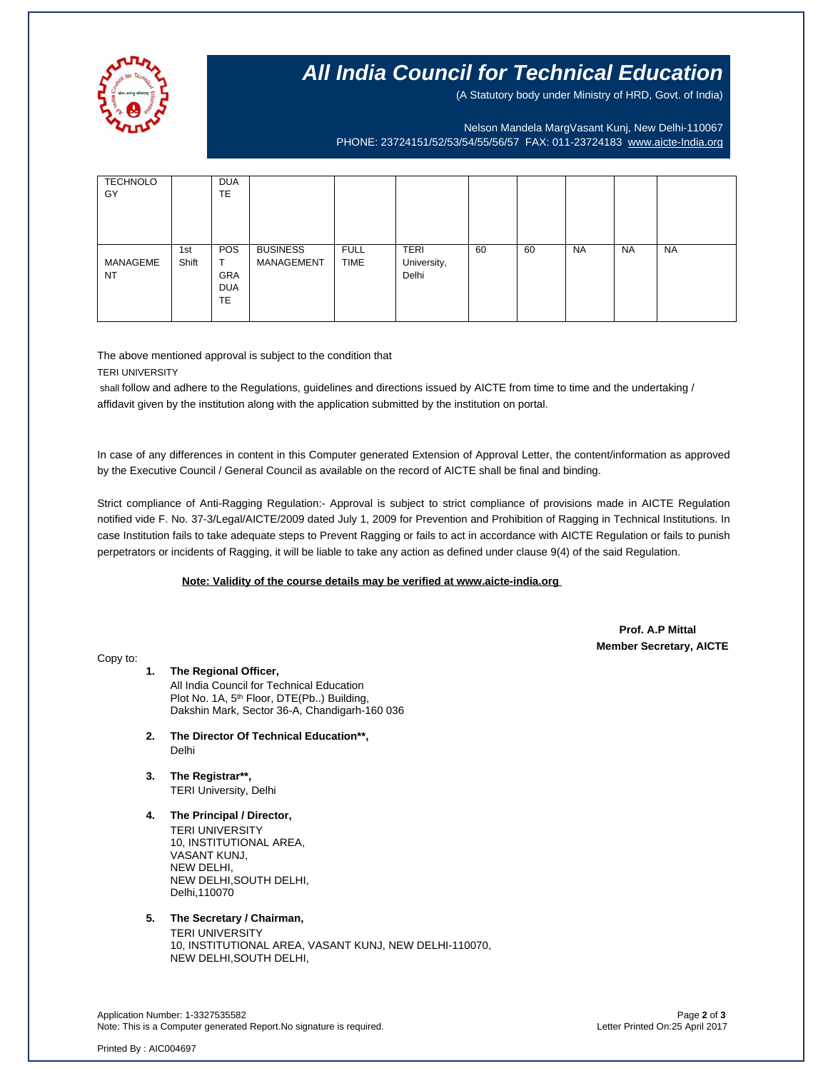# All India Council for Technical Education

(A Statutory body under Ministry of HRD, Govt. of India)

Nelson Mandela MargVasant Kunj, New Delhi-110067
PHONE: 23724151/52/53/54/55/56/57 FAX: 011-23724183 www.aicte-India.org

| | | | | | | | | | | |
|---|---|---|---|---|---|---|---|---|---|---|
| TECHNOLOGY | | DUATE | | | | | | | | |
| MANAGEMENT | 1st Shift | POST GRADUATE | BUSINESS MANAGEMENT | FULL TIME | TERI University, Delhi | 60 | 60 | NA | NA | NA |

The above mentioned approval is subject to the condition that
TERI UNIVERSITY
shall follow and adhere to the Regulations, guidelines and directions issued by AICTE from time to time and the undertaking / affidavit given by the institution along with the application submitted by the institution on portal.

In case of any differences in content in this Computer generated Extension of Approval Letter, the content/information as approved by the Executive Council / General Council as available on the record of AICTE shall be final and binding.

Strict compliance of Anti-Ragging Regulation:- Approval is subject to strict compliance of provisions made in AICTE Regulation notified vide F. No. 37-3/Legal/AICTE/2009 dated July 1, 2009 for Prevention and Prohibition of Ragging in Technical Institutions. In case Institution fails to take adequate steps to Prevent Ragging or fails to act in accordance with AICTE Regulation or fails to punish perpetrators or incidents of Ragging, it will be liable to take any action as defined under clause 9(4) of the said Regulation.

**Note: Validity of the course details may be verified at www.aicte-india.org**

**Prof. A.P Mittal**
**Member Secretary, AICTE**

Copy to:

1. **The Regional Officer,**
   All India Council for Technical Education
   Plot No. 1A, 5th Floor, DTE(Pb..) Building,
   Dakshin Mark, Sector 36-A, Chandigarh-160 036

2. **The Director Of Technical Education\*\*,**
   Delhi

3. **The Registrar\*\*,**
   TERI University, Delhi

4. **The Principal / Director,**
   TERI UNIVERSITY
   10, INSTITUTIONAL AREA,
   VASANT KUNJ,
   NEW DELHI,
   NEW DELHI,SOUTH DELHI,
   Delhi,110070

5. **The Secretary / Chairman,**
   TERI UNIVERSITY
   10, INSTITUTIONAL AREA, VASANT KUNJ, NEW DELHI-110070,
   NEW DELHI,SOUTH DELHI,

Application Number: 1-3327535582
Note: This is a Computer generated Report.No signature is required.
Letter Printed On:25 April 2017

Printed By : AIC004697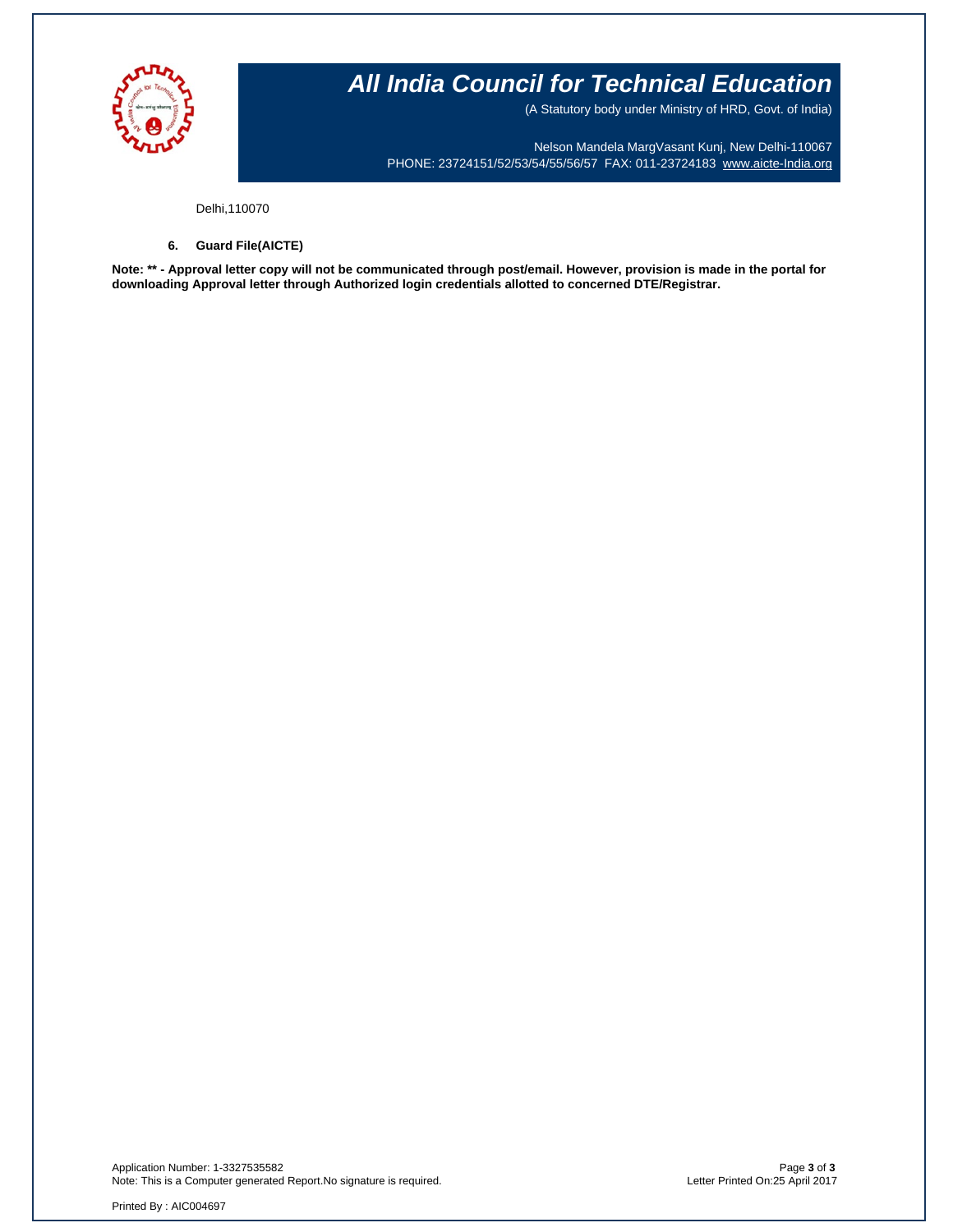Delhi,110070

6. **Guard File(AICTE)**

**Note: ** - Approval letter copy will not be communicated through post/email. However, provision is made in the portal for downloading Approval letter through Authorized login credentials allotted to concerned DTE/Registrar.**

Application Number: 1-3327535582
Note: This is a Computer generated Report.No signature is required.

Letter Printed On:25 April 2017

Printed By : AIC004697